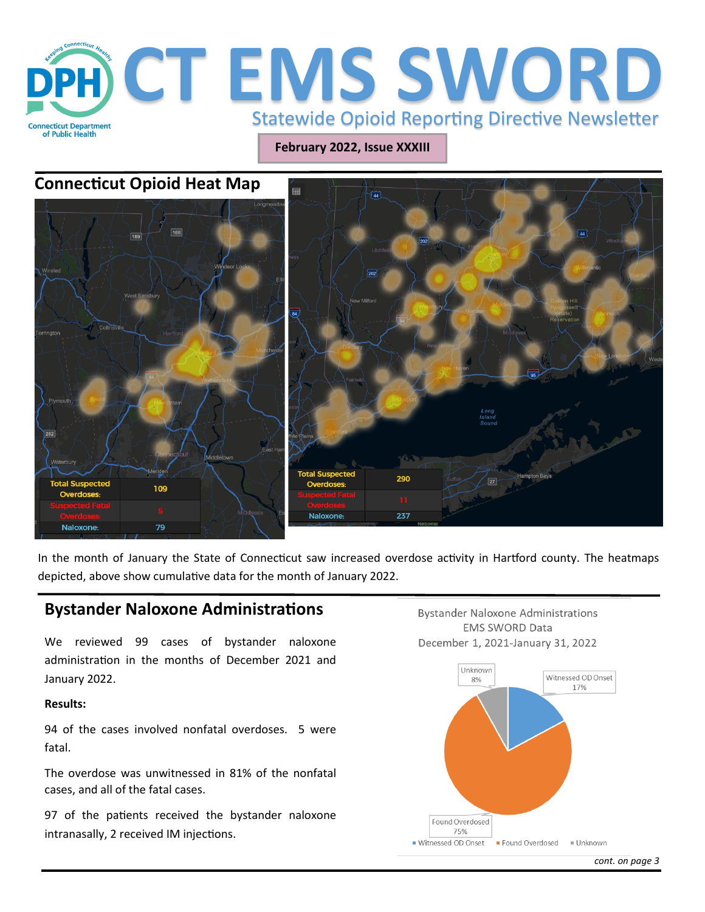# CT EMS SWORD

Statewide Opioid Reporting Directive Newsletter

**February 2022, Issue XXXIII**

## Connecticut Opioid Heat Map

| Total Suspected Overdoses: | 109 |
|---|---|
| Suspected Fatal Overdoses: | 5 |
| Naloxone: | 79 |

| Total Suspected Overdoses: | 290 |
|---|---|
| Suspected Fatal Overdoses: | 11 |
| Naloxone: | 237 |

In the month of January the State of Connecticut saw increased overdose activity in Hartford county. The heatmaps depicted, above show cumulative data for the month of January 2022.

## Bystander Naloxone Administrations

We reviewed 99 cases of bystander naloxone administration in the months of December 2021 and January 2022.

**Results:**

94 of the cases involved nonfatal overdoses. 5 were fatal.

The overdose was unwitnessed in 81% of the nonfatal cases, and all of the fatal cases.

97 of the patients received the bystander naloxone intranasally, 2 received IM injections.

Bystander Naloxone Administrations
EMS SWORD Data
December 1, 2021-January 31, 2022

| Category | Percent |
|---|---|
| Witnessed OD Onset | 17% |
| Found Overdosed | 75% |
| Unknown | 8% |

*cont. on page 3*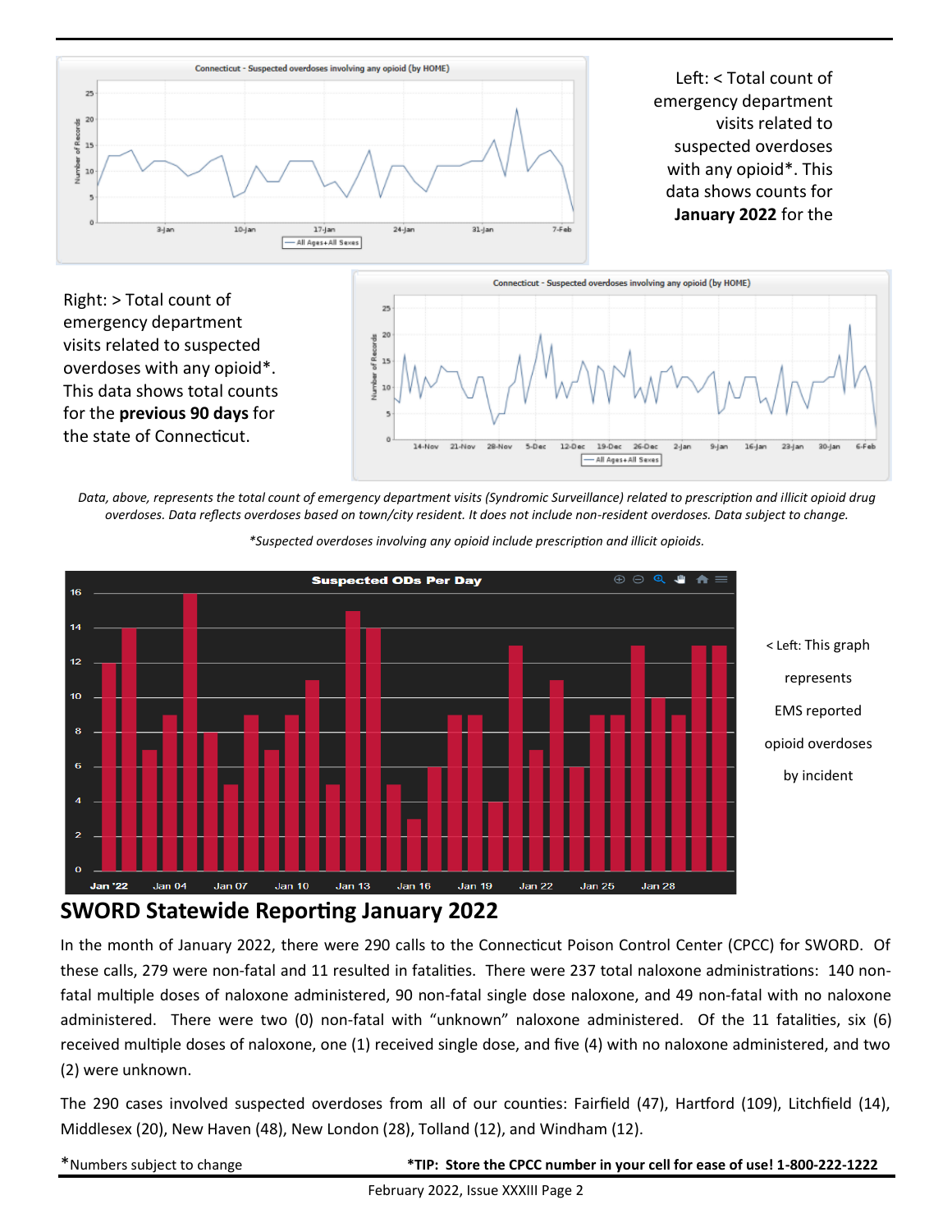Left: < Total count of emergency department visits related to suspected overdoses with any opioid*. This data shows counts for **January 2022** for the

Right: > Total count of emergency department visits related to suspected overdoses with any opioid*. This data shows total counts for the **previous 90 days** for the state of Connecticut.

*Data, above, represents the total count of emergency department visits (Syndromic Surveillance) related to prescription and illicit opioid drug overdoses. Data reflects overdoses based on town/city resident. It does not include non-resident overdoses. Data subject to change.*

*\*Suspected overdoses involving any opioid include prescription and illicit opioids.*

< Left: This graph represents EMS reported opioid overdoses by incident

## SWORD Statewide Reporting January 2022

In the month of January 2022, there were 290 calls to the Connecticut Poison Control Center (CPCC) for SWORD. Of these calls, 279 were non-fatal and 11 resulted in fatalities. There were 237 total naloxone administrations: 140 non-fatal multiple doses of naloxone administered, 90 non-fatal single dose naloxone, and 49 non-fatal with no naloxone administered. There were two (0) non-fatal with "unknown" naloxone administered. Of the 11 fatalities, six (6) received multiple doses of naloxone, one (1) received single dose, and five (4) with no naloxone administered, and two (2) were unknown.

The 290 cases involved suspected overdoses from all of our counties: Fairfield (47), Hartford (109), Litchfield (14), Middlesex (20), New Haven (48), New London (28), Tolland (12), and Windham (12).

*Numbers subject to change

**\*TIP: Store the CPCC number in your cell for ease of use! 1-800-222-1222**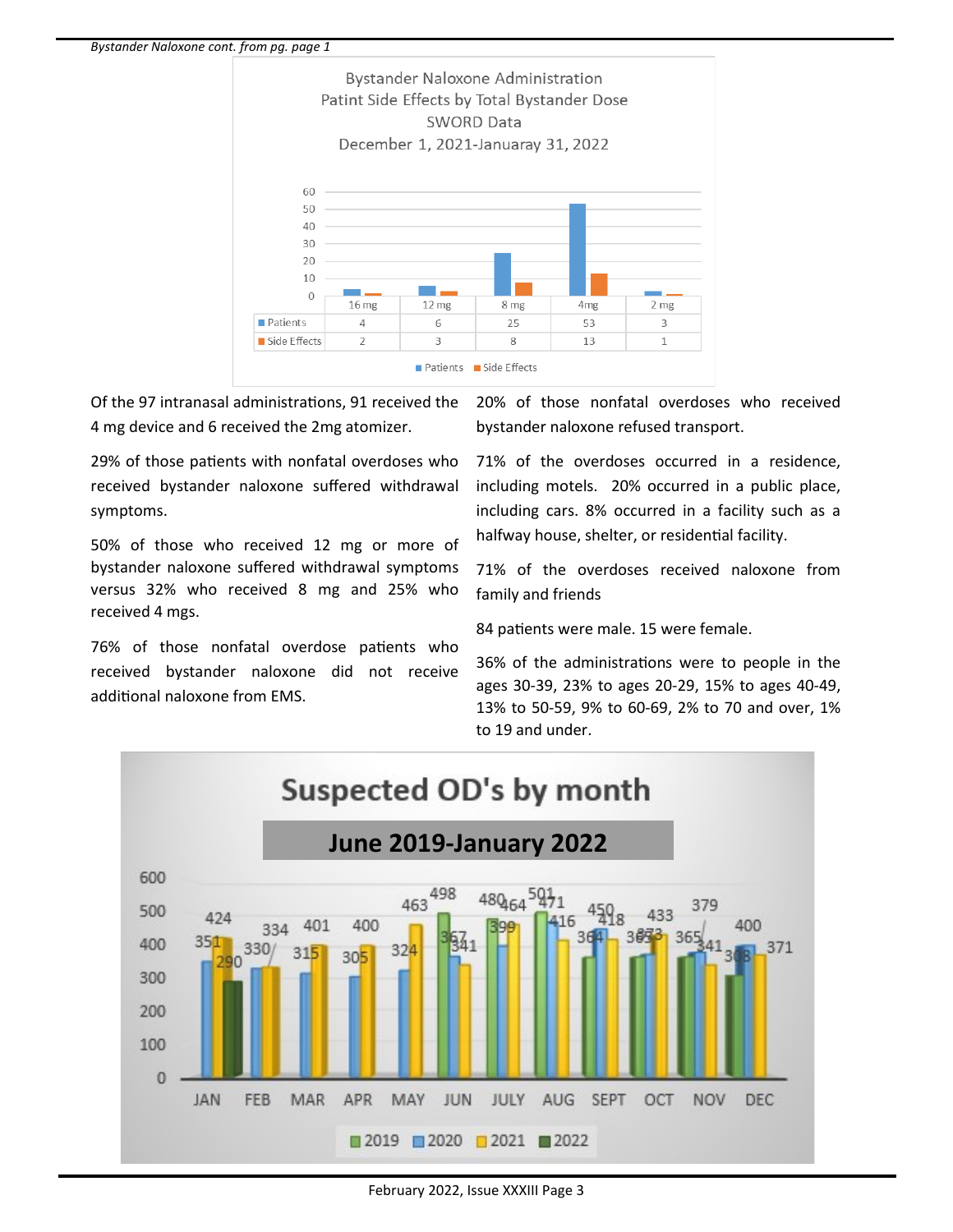*Bystander Naloxone cont. from pg. page 1*

**Bystander Naloxone Administration**
**Patint Side Effects by Total Bystander Dose**
**SWORD Data**
**December 1, 2021-Januaray 31, 2022**

| | 16 mg | 12 mg | 8 mg | 4mg | 2 mg |
|---|---|---|---|---|---|
| Patients | 4 | 6 | 25 | 53 | 3 |
| Side Effects | 2 | 3 | 8 | 13 | 1 |

Of the 97 intranasal administrations, 91 received the 4 mg device and 6 received the 2mg atomizer.

29% of those patients with nonfatal overdoses who received bystander naloxone suffered withdrawal symptoms.

50% of those who received 12 mg or more of bystander naloxone suffered withdrawal symptoms versus 32% who received 8 mg and 25% who received 4 mgs.

76% of those nonfatal overdose patients who received bystander naloxone did not receive additional naloxone from EMS.

20% of those nonfatal overdoses who received bystander naloxone refused transport.

71% of the overdoses occurred in a residence, including motels. 20% occurred in a public place, including cars. 8% occurred in a facility such as a halfway house, shelter, or residential facility.

71% of the overdoses received naloxone from family and friends

84 patients were male. 15 were female.

36% of the administrations were to people in the ages 30-39, 23% to ages 20-29, 15% to ages 40-49, 13% to 50-59, 9% to 60-69, 2% to 70 and over, 1% to 19 and under.

**Suspected OD's by month**

**June 2019-January 2022**

| | JAN | FEB | MAR | APR | MAY | JUN | JULY | AUG | SEPT | OCT | NOV | DEC |
|---|---|---|---|---|---|---|---|---|---|---|---|---|
| 2019 | | | | | | 498 | 480 | 501 | 364 | 365 | 365 | 308 |
| 2020 | 351 | 330 | 315 | 305 | 324 | 367 | 399 | 471 | 450 | 373 | 379 | 400 |
| 2021 | 424 | 334 | 401 | 400 | 463 | 341 | 464 | 416 | 418 | 433 | 341 | 371 |
| 2022 | 290 | | | | | | | | | | | |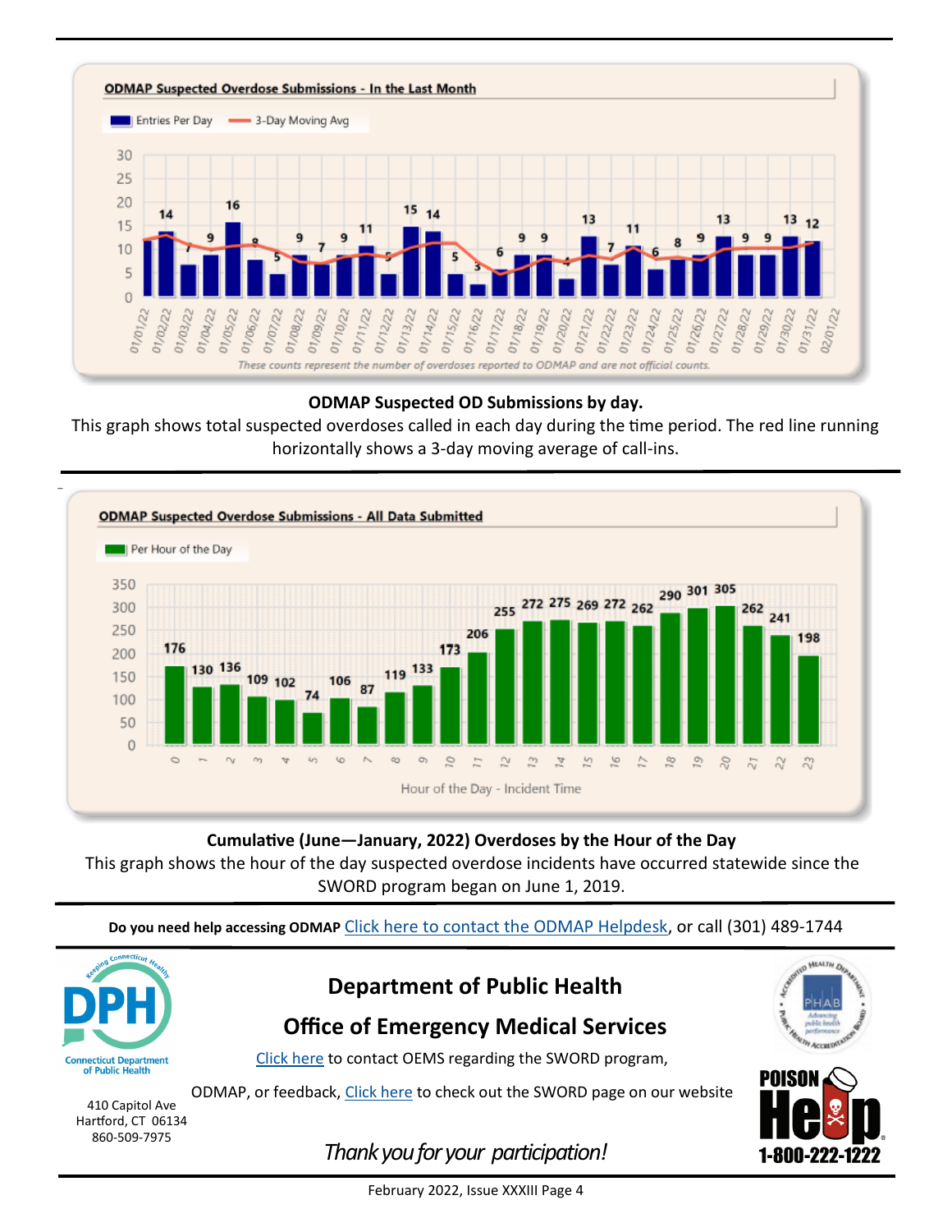ODMAP Suspected Overdose Submissions - In the Last Month

Entries Per Day
3-Day Moving Avg

30
25
20
15
10
5
0

12 14 7 9 16 8 5 9 7 9 11 5 15 14 5 3 6 9 9 4 13 7 11 6 8 9 13 9 9 13 12

01/01/22 01/02/22 01/03/22 01/04/22 01/05/22 01/06/22 01/07/22 01/08/22 01/09/22 01/10/22 01/11/22 01/12/22 01/13/22 01/14/22 01/15/22 01/16/22 01/17/22 01/18/22 01/19/22 01/20/22 01/21/22 01/22/22 01/23/22 01/24/22 01/25/22 01/26/22 01/27/22 01/28/22 01/29/22 01/30/22 01/31/22 02/01/22

*These counts represent the number of overdoses reported to ODMAP and are not official counts.*

**ODMAP Suspected OD Submissions by day.**

This graph shows total suspected overdoses called in each day during the time period. The red line running horizontally shows a 3-day moving average of call-ins.

ODMAP Suspected Overdose Submissions - All Data Submitted

Per Hour of the Day

350
300
250
200
150
100
50
0

176 130 136 109 102 74 106 87 119 133 173 206 255 272 275 269 272 262 290 301 305 262 241 198

0 1 2 3 4 5 6 7 8 9 10 11 12 13 14 15 16 17 18 19 20 21 22 23

Hour of the Day - Incident Time

**Cumulative (June—January, 2022) Overdoses by the Hour of the Day**

This graph shows the hour of the day suspected overdose incidents have occurred statewide since the SWORD program began on June 1, 2019.

**Do you need help accessing ODMAP** Click here to contact the ODMAP Helpdesk, or call (301) 489-1744

Keeping Connecticut Healthy
DPH
Connecticut Department of Public Health

410 Capitol Ave
Hartford, CT 06134
860-509-7975

## Department of Public Health

## Office of Emergency Medical Services

Click here to contact OEMS regarding the SWORD program, ODMAP, or feedback, Click here to check out the SWORD page on our website

*Thank you for your participation!*

Accredited Health Department
PHAB
Advancing public health performance
Public Health Accreditation Board

POISON Help
1-800-222-1222